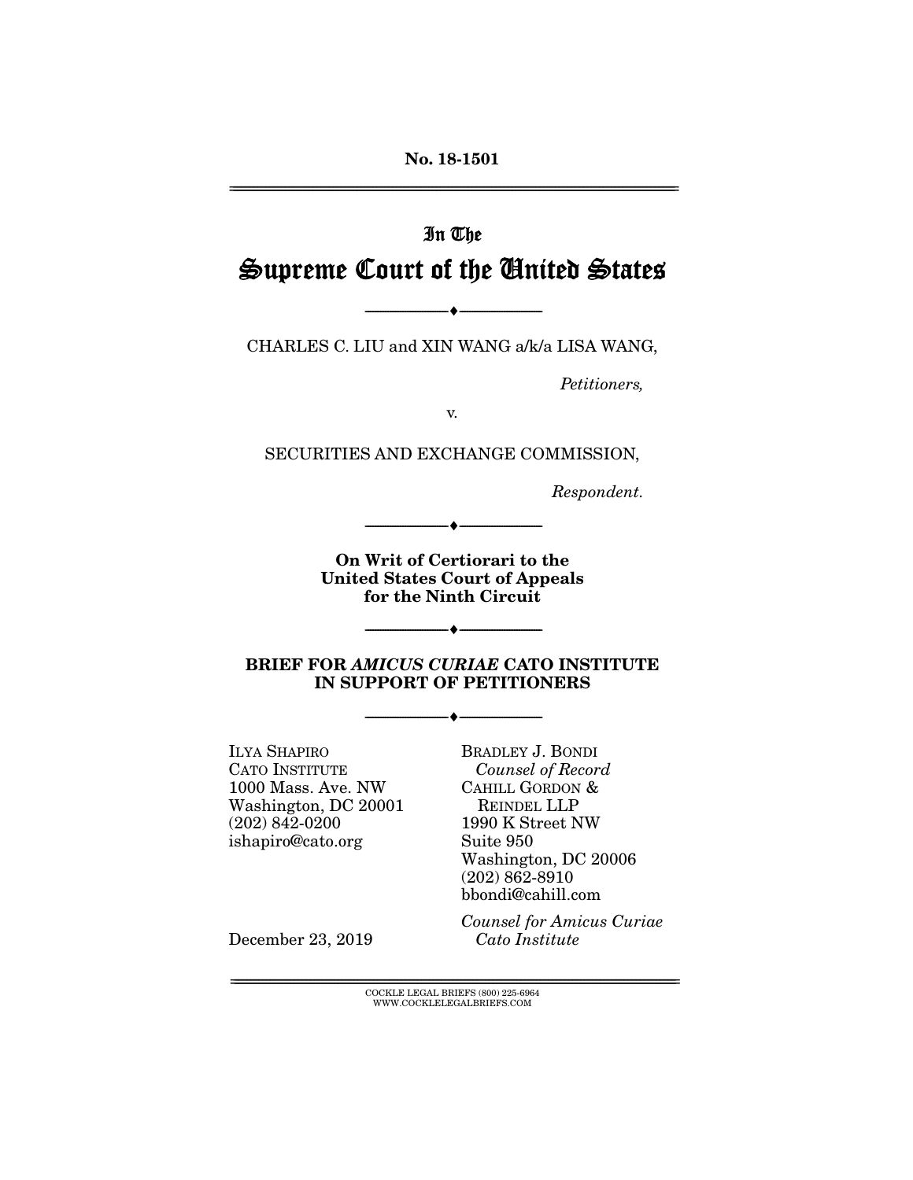No. 18-1501

In The

# Supreme Court of the United States

---

CHARLES C. LIU and XIN WANG a/k/a LISA WANG,

*Petitioners,*

v.

SECURITIES AND EXCHANGE COMMISSION,

*Respondent.*

---

**On Writ of Certiorari to the United States Court of Appeals for the Ninth Circuit**

---

**BRIEF FOR *AMICUS CURIAE* CATO INSTITUTE IN SUPPORT OF PETITIONERS**

---

ILYA SHAPIRO
CATO INSTITUTE
1000 Mass. Ave. NW
Washington, DC 20001
(202) 842-0200
ishapiro@cato.org

BRADLEY J. BONDI
*Counsel of Record*
CAHILL GORDON & REINDEL LLP
1990 K Street NW
Suite 950
Washington, DC 20006
(202) 862-8910
bbondi@cahill.com

*Counsel for Amicus Curiae Cato Institute*

December 23, 2019

COCKLE LEGAL BRIEFS (800) 225-6964
WWW.COCKLELEGALBRIEFS.COM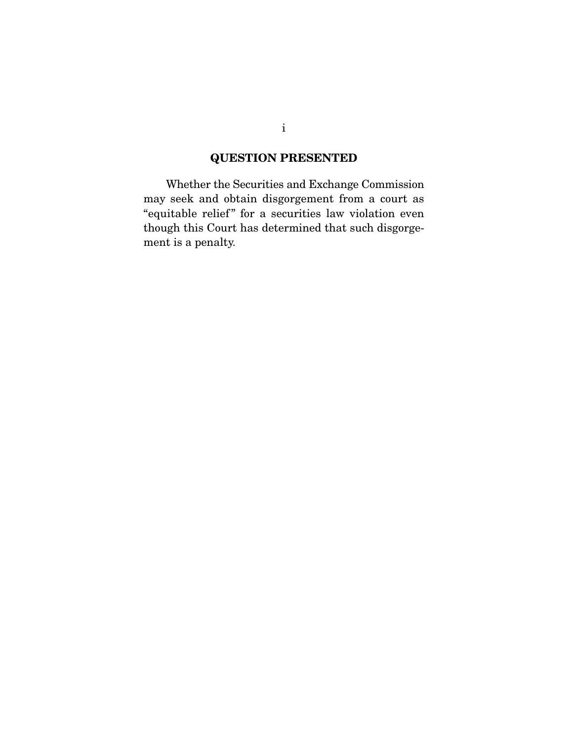## QUESTION PRESENTED

Whether the Securities and Exchange Commission may seek and obtain disgorgement from a court as "equitable relief" for a securities law violation even though this Court has determined that such disgorgement is a penalty.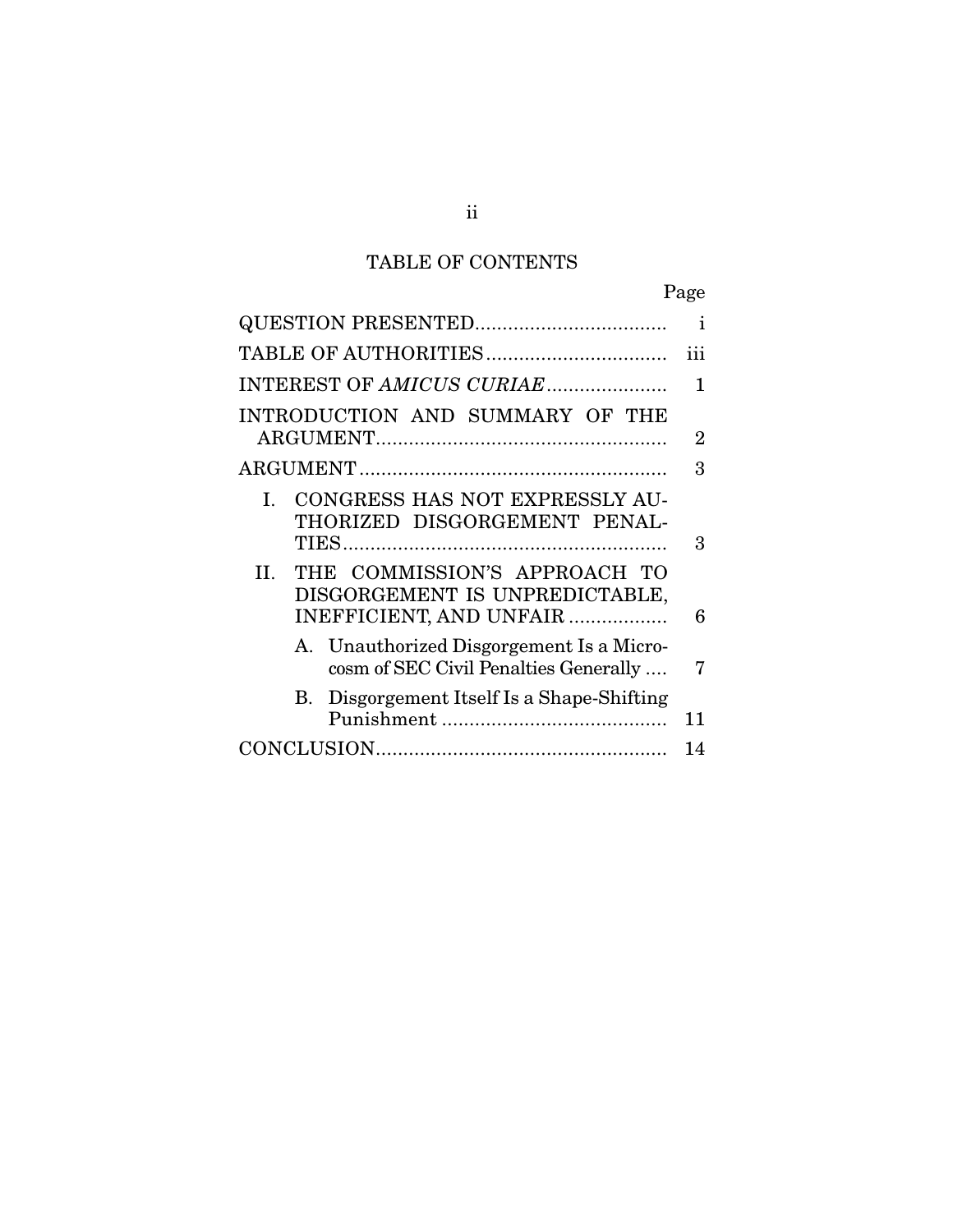# TABLE OF CONTENTS

| | Page |
|---|---|
| QUESTION PRESENTED | i |
| TABLE OF AUTHORITIES | iii |
| INTEREST OF *AMICUS CURIAE* | 1 |
| INTRODUCTION AND SUMMARY OF THE ARGUMENT | 2 |
| ARGUMENT | 3 |
| I. CONGRESS HAS NOT EXPRESSLY AUTHORIZED DISGORGEMENT PENALTIES | 3 |
| II. THE COMMISSION'S APPROACH TO DISGORGEMENT IS UNPREDICTABLE, INEFFICIENT, AND UNFAIR | 6 |
| A. Unauthorized Disgorgement Is a Microcosm of SEC Civil Penalties Generally | 7 |
| B. Disgorgement Itself Is a Shape-Shifting Punishment | 11 |
| CONCLUSION | 14 |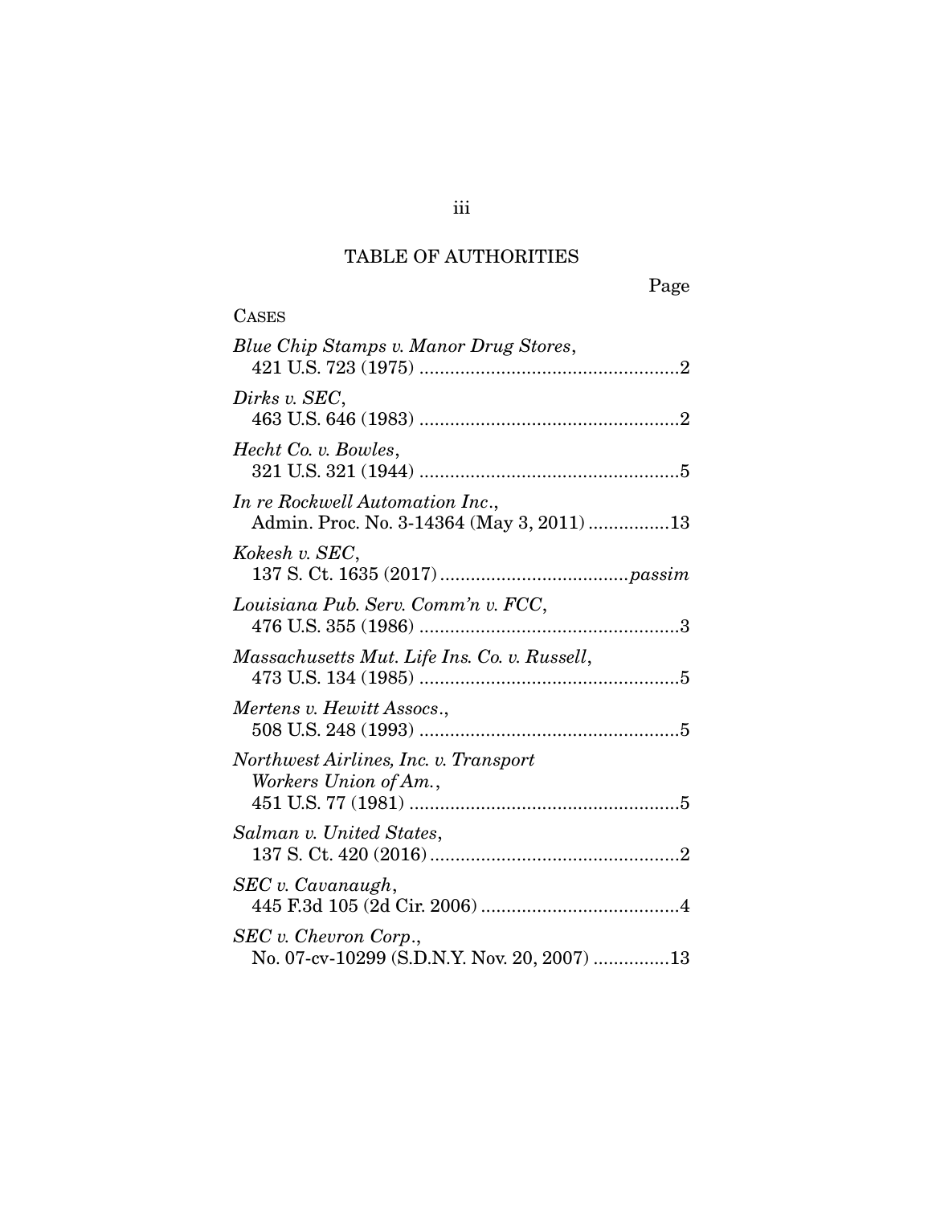# TABLE OF AUTHORITIES

Page

CASES

*Blue Chip Stamps v. Manor Drug Stores*,
421 U.S. 723 (1975) ....................................................2

*Dirks v. SEC*,
463 U.S. 646 (1983) ....................................................2

*Hecht Co. v. Bowles*,
321 U.S. 321 (1944) ....................................................5

*In re Rockwell Automation Inc.*,
Admin. Proc. No. 3-14364 (May 3, 2011) ................13

*Kokesh v. SEC*,
137 S. Ct. 1635 (2017) ....................................*passim*

*Louisiana Pub. Serv. Comm'n v. FCC*,
476 U.S. 355 (1986) ....................................................3

*Massachusetts Mut. Life Ins. Co. v. Russell*,
473 U.S. 134 (1985) ....................................................5

*Mertens v. Hewitt Assocs.*,
508 U.S. 248 (1993) ....................................................5

*Northwest Airlines, Inc. v. Transport Workers Union of Am.*,
451 U.S. 77 (1981) ......................................................5

*Salman v. United States*,
137 S. Ct. 420 (2016) ..................................................2

*SEC v. Cavanaugh*,
445 F.3d 105 (2d Cir. 2006) ........................................4

*SEC v. Chevron Corp.*,
No. 07-cv-10299 (S.D.N.Y. Nov. 20, 2007) ...............13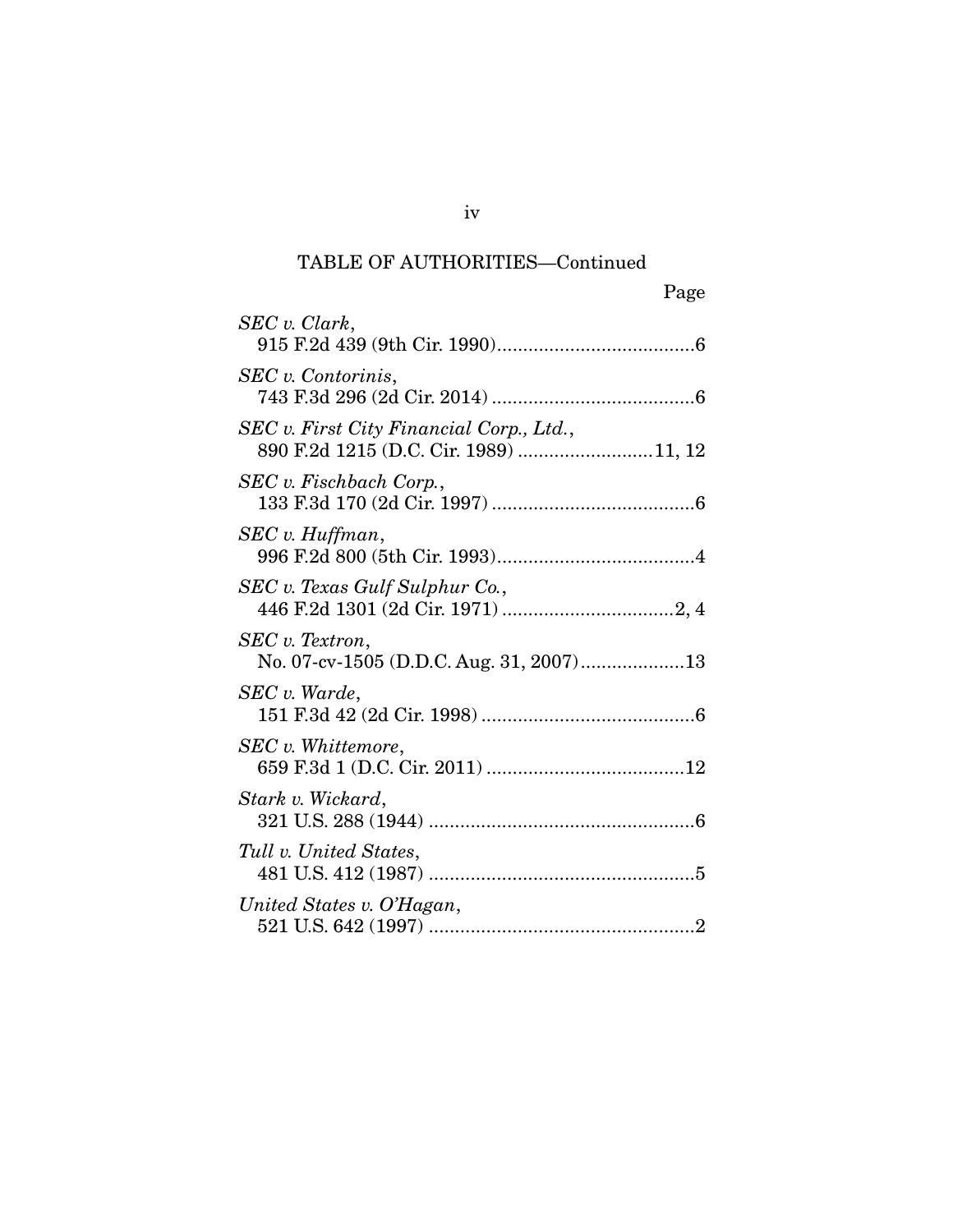TABLE OF AUTHORITIES—Continued

Page

*SEC v. Clark*,
915 F.2d 439 (9th Cir. 1990)......................................6

*SEC v. Contorinis*,
743 F.3d 296 (2d Cir. 2014)........................................6

*SEC v. First City Financial Corp., Ltd.*,
890 F.2d 1215 (D.C. Cir. 1989)..........................11, 12

*SEC v. Fischbach Corp.*,
133 F.3d 170 (2d Cir. 1997)........................................6

*SEC v. Huffman*,
996 F.2d 800 (5th Cir. 1993)......................................4

*SEC v. Texas Gulf Sulphur Co.*,
446 F.2d 1301 (2d Cir. 1971)..................................2, 4

*SEC v. Textron*,
No. 07-cv-1505 (D.D.C. Aug. 31, 2007)....................13

*SEC v. Warde*,
151 F.3d 42 (2d Cir. 1998)..........................................6

*SEC v. Whittemore*,
659 F.3d 1 (D.C. Cir. 2011)......................................12

*Stark v. Wickard*,
321 U.S. 288 (1944)....................................................6

*Tull v. United States*,
481 U.S. 412 (1987)....................................................5

*United States v. O'Hagan*,
521 U.S. 642 (1997)....................................................2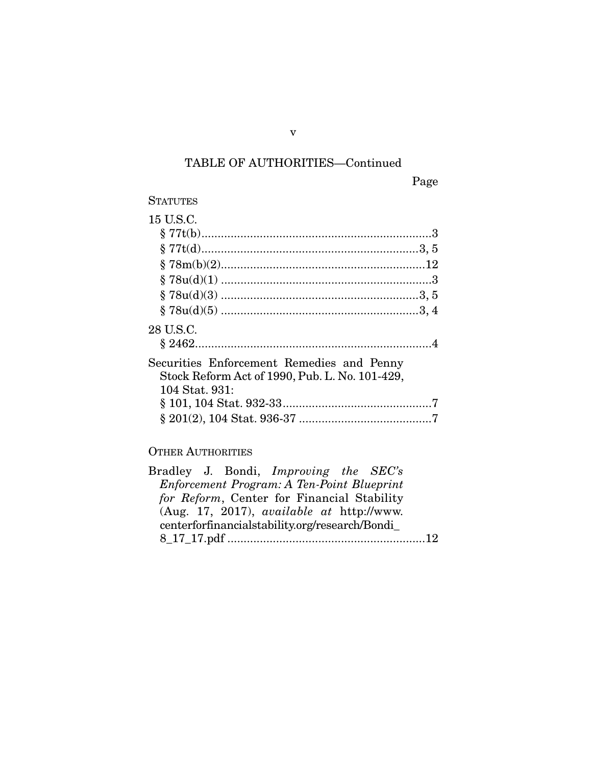## TABLE OF AUTHORITIES—Continued

Page

### STATUTES

15 U.S.C.
- § 77t(b) ....................................................................3
- § 77t(d) ..................................................................3, 5
- § 78m(b)(2) ............................................................12
- § 78u(d)(1) ................................................................3
- § 78u(d)(3) ............................................................3, 5
- § 78u(d)(5) ............................................................3, 4

28 U.S.C.
- § 2462 ........................................................................4

Securities Enforcement Remedies and Penny Stock Reform Act of 1990, Pub. L. No. 101-429, 104 Stat. 931:
- § 101, 104 Stat. 932-33 .............................................7
- § 201(2), 104 Stat. 936-37 .........................................7

### OTHER AUTHORITIES

Bradley J. Bondi, *Improving the SEC's Enforcement Program: A Ten-Point Blueprint for Reform*, Center for Financial Stability (Aug. 17, 2017), *available at* http://www.centerforfinancialstability.org/research/Bondi_8_17_17.pdf ............................................................12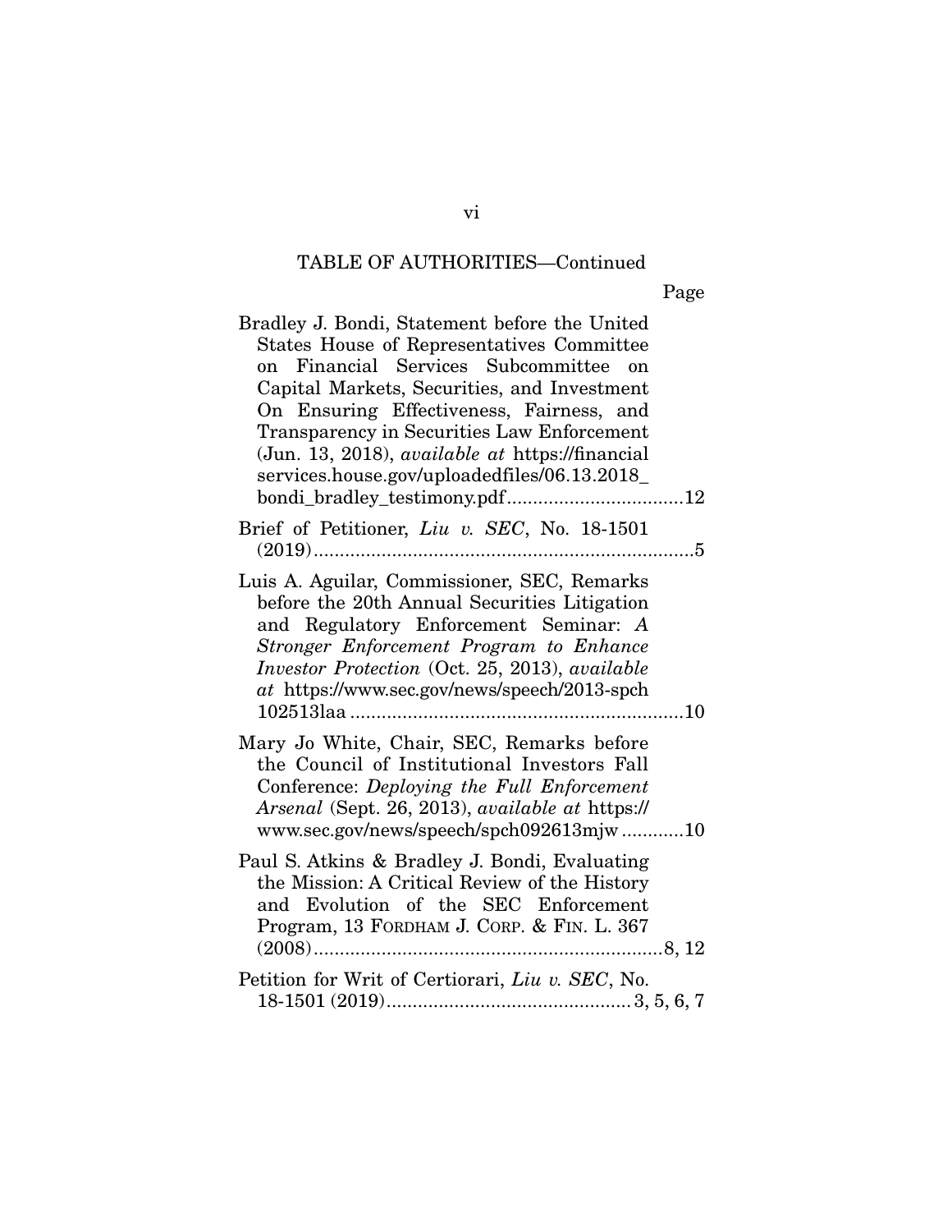TABLE OF AUTHORITIES—Continued

Page

Bradley J. Bondi, Statement before the United States House of Representatives Committee on Financial Services Subcommittee on Capital Markets, Securities, and Investment On Ensuring Effectiveness, Fairness, and Transparency in Securities Law Enforcement (Jun. 13, 2018), *available at* https://financialservices.house.gov/uploadedfiles/06.13.2018_bondi_bradley_testimony.pdf .................................12

Brief of Petitioner, *Liu v. SEC*, No. 18-1501 (2019) .........................................................................5

Luis A. Aguilar, Commissioner, SEC, Remarks before the 20th Annual Securities Litigation and Regulatory Enforcement Seminar: *A Stronger Enforcement Program to Enhance Investor Protection* (Oct. 25, 2013), *available at* https://www.sec.gov/news/speech/2013-spch102513laa ...............................................................10

Mary Jo White, Chair, SEC, Remarks before the Council of Institutional Investors Fall Conference: *Deploying the Full Enforcement Arsenal* (Sept. 26, 2013), *available at* https://www.sec.gov/news/speech/spch092613mjw ............10

Paul S. Atkins & Bradley J. Bondi, Evaluating the Mission: A Critical Review of the History and Evolution of the SEC Enforcement Program, 13 FORDHAM J. CORP. & FIN. L. 367 (2008)...................................................................8, 12

Petition for Writ of Certiorari, *Liu v. SEC*, No. 18-1501 (2019)...............................................3, 5, 6, 7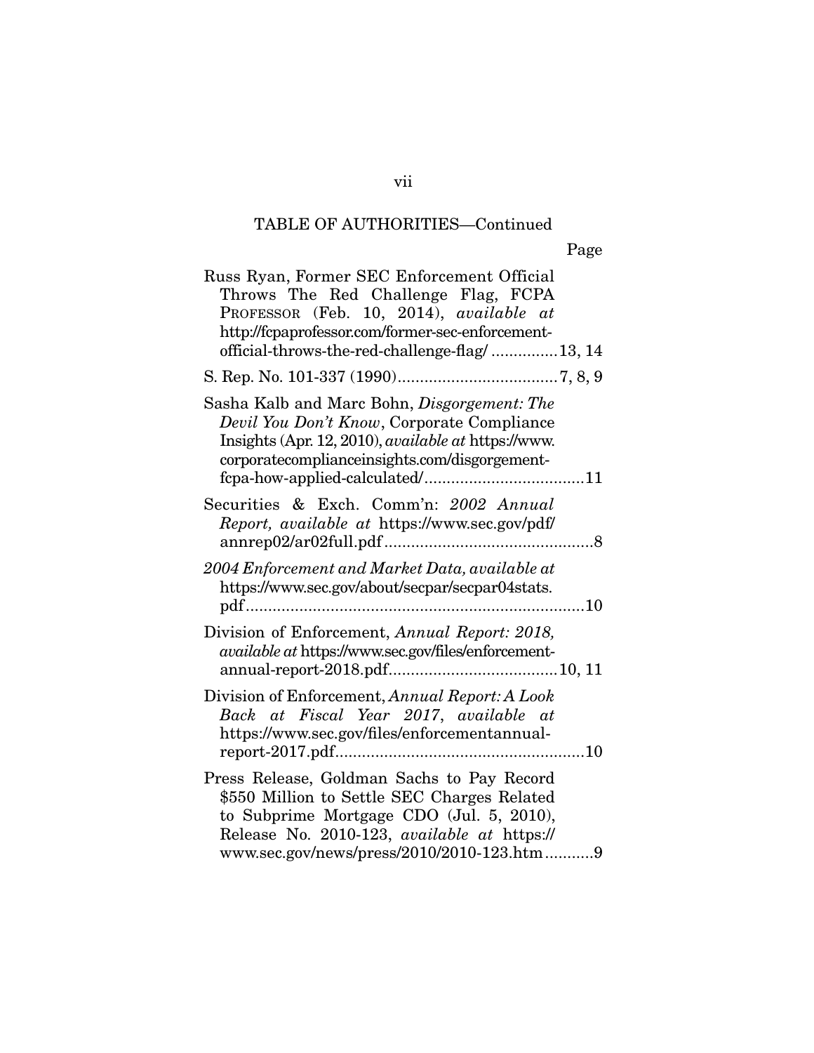TABLE OF AUTHORITIES—Continued

Page

Russ Ryan, Former SEC Enforcement Official Throws The Red Challenge Flag, FCPA PROFESSOR (Feb. 10, 2014), *available at* http://fcpaprofessor.com/former-sec-enforcement-official-throws-the-red-challenge-flag/ ............... 13, 14

S. Rep. No. 101-337 (1990) .................................... 7, 8, 9

Sasha Kalb and Marc Bohn, *Disgorgement: The Devil You Don't Know*, Corporate Compliance Insights (Apr. 12, 2010), *available at* https://www.corporatecomplianceinsights.com/disgorgement-fcpa-how-applied-calculated/ .................................... 11

Securities & Exch. Comm'n: *2002 Annual Report, available at* https://www.sec.gov/pdf/annrep02/ar02full.pdf ............................................... 8

*2004 Enforcement and Market Data, available at* https://www.sec.gov/about/secpar/secpar04stats.pdf ............................................................................ 10

Division of Enforcement, *Annual Report: 2018, available at* https://www.sec.gov/files/enforcement-annual-report-2018.pdf ...................................... 10, 11

Division of Enforcement, *Annual Report: A Look Back at Fiscal Year 2017*, *available at* https://www.sec.gov/files/enforcementannual-report-2017.pdf ........................................................ 10

Press Release, Goldman Sachs to Pay Record $550 Million to Settle SEC Charges Related to Subprime Mortgage CDO (Jul. 5, 2010), Release No. 2010-123, *available at* https://www.sec.gov/news/press/2010/2010-123.htm ........... 9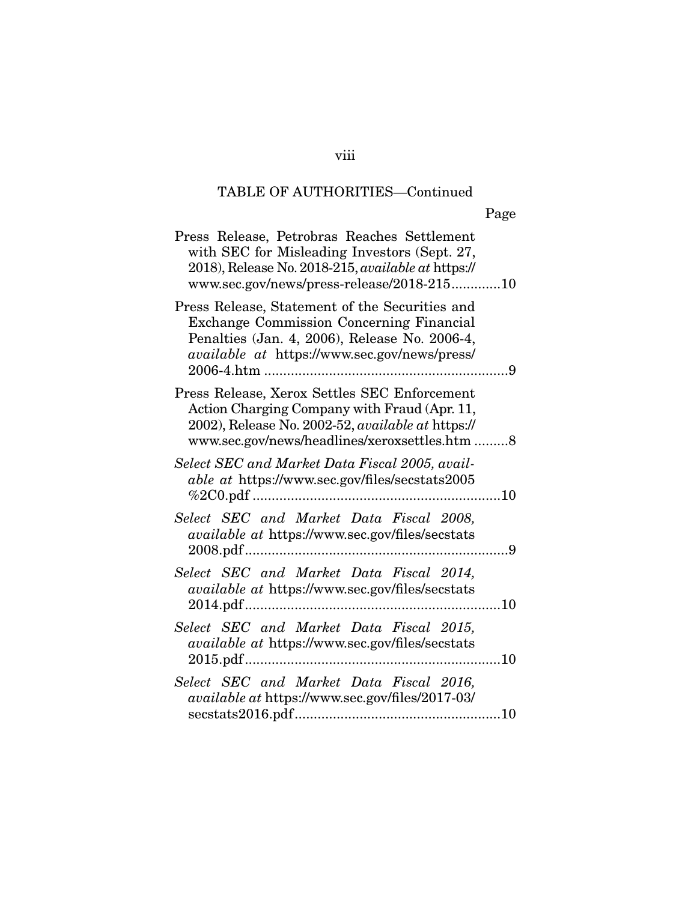TABLE OF AUTHORITIES—Continued

Page

Press Release, Petrobras Reaches Settlement with SEC for Misleading Investors (Sept. 27, 2018), Release No. 2018-215, *available at* https://www.sec.gov/news/press-release/2018-215............10

Press Release, Statement of the Securities and Exchange Commission Concerning Financial Penalties (Jan. 4, 2006), Release No. 2006-4, *available at* https://www.sec.gov/news/press/2006-4.htm ................................................................9

Press Release, Xerox Settles SEC Enforcement Action Charging Company with Fraud (Apr. 11, 2002), Release No. 2002-52, *available at* https://www.sec.gov/news/headlines/xeroxsettles.htm .........8

*Select SEC and Market Data Fiscal 2005, available at* https://www.sec.gov/files/secstats2005%2C0.pdf .................................................................10

*Select SEC and Market Data Fiscal 2008, available at* https://www.sec.gov/files/secstats2008.pdf.....................................................................9

*Select SEC and Market Data Fiscal 2014, available at* https://www.sec.gov/files/secstats2014.pdf...................................................................10

*Select SEC and Market Data Fiscal 2015, available at* https://www.sec.gov/files/secstats2015.pdf...................................................................10

*Select SEC and Market Data Fiscal 2016, available at* https://www.sec.gov/files/2017-03/secstats2016.pdf......................................................10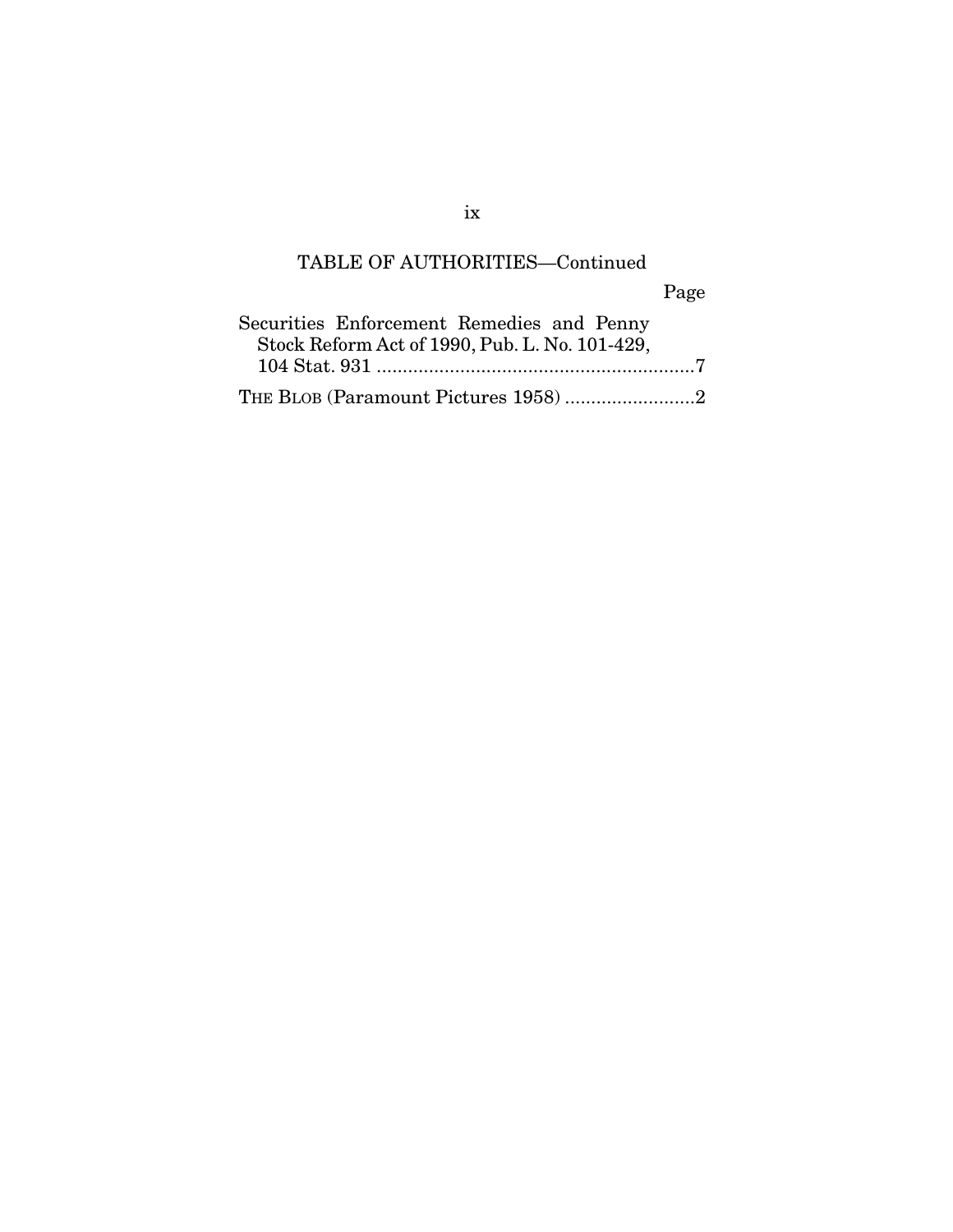TABLE OF AUTHORITIES—Continued

Page

Securities Enforcement Remedies and Penny Stock Reform Act of 1990, Pub. L. No. 101-429, 104 Stat. 931 ............................................................7

THE BLOB (Paramount Pictures 1958) .........................2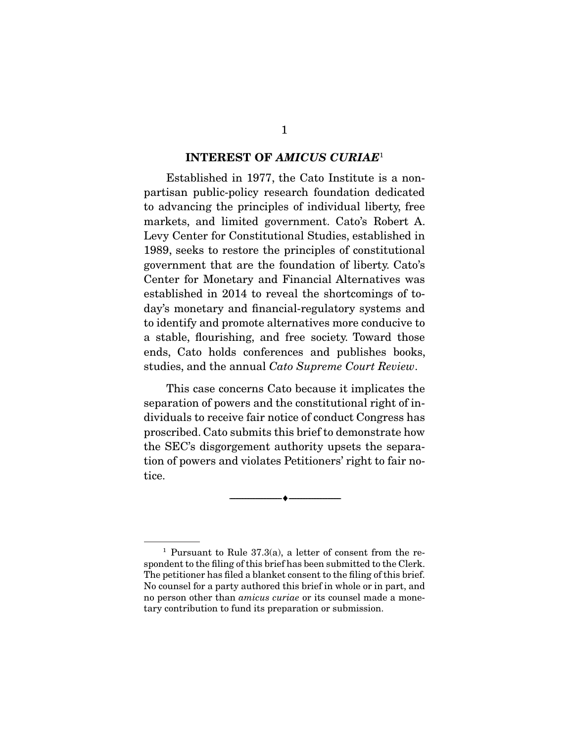## INTEREST OF *AMICUS CURIAE*[1]

Established in 1977, the Cato Institute is a non-partisan public-policy research foundation dedicated to advancing the principles of individual liberty, free markets, and limited government. Cato's Robert A. Levy Center for Constitutional Studies, established in 1989, seeks to restore the principles of constitutional government that are the foundation of liberty. Cato's Center for Monetary and Financial Alternatives was established in 2014 to reveal the shortcomings of today's monetary and financial-regulatory systems and to identify and promote alternatives more conducive to a stable, flourishing, and free society. Toward those ends, Cato holds conferences and publishes books, studies, and the annual *Cato Supreme Court Review*.

This case concerns Cato because it implicates the separation of powers and the constitutional right of individuals to receive fair notice of conduct Congress has proscribed. Cato submits this brief to demonstrate how the SEC's disgorgement authority upsets the separation of powers and violates Petitioners' right to fair notice.

---

[1] Pursuant to Rule 37.3(a), a letter of consent from the respondent to the filing of this brief has been submitted to the Clerk. The petitioner has filed a blanket consent to the filing of this brief. No counsel for a party authored this brief in whole or in part, and no person other than *amicus curiae* or its counsel made a monetary contribution to fund its preparation or submission.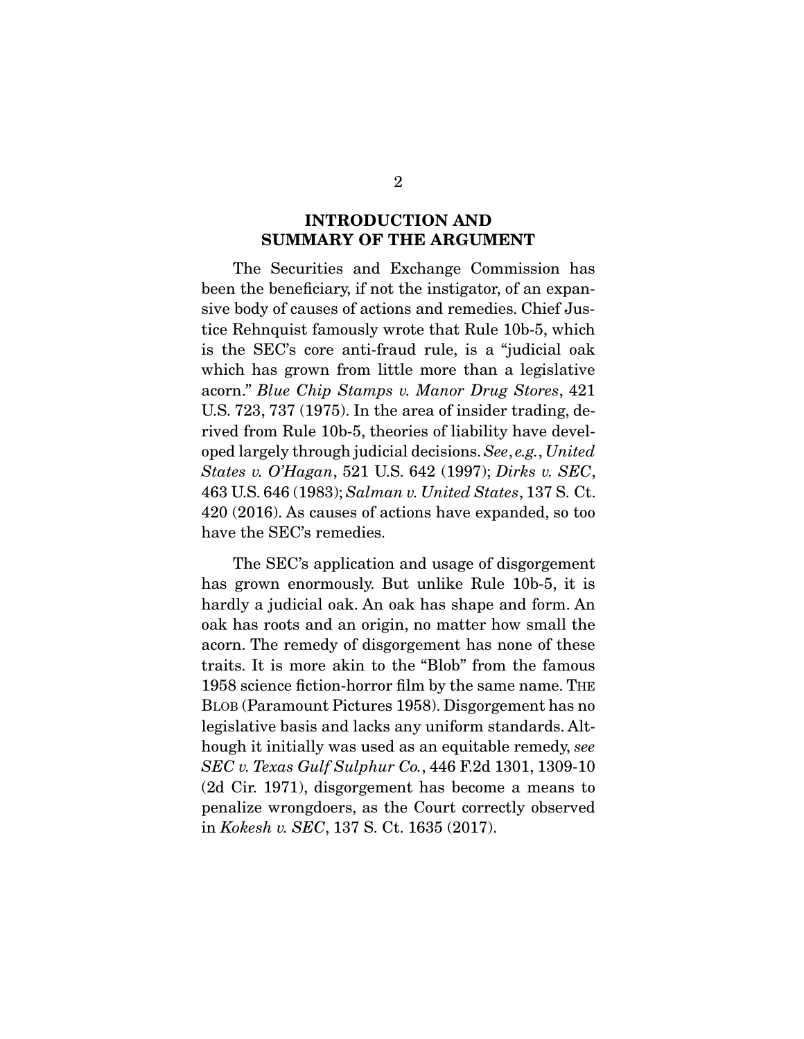## INTRODUCTION AND SUMMARY OF THE ARGUMENT

The Securities and Exchange Commission has been the beneficiary, if not the instigator, of an expansive body of causes of actions and remedies. Chief Justice Rehnquist famously wrote that Rule 10b-5, which is the SEC's core anti-fraud rule, is a "judicial oak which has grown from little more than a legislative acorn." *Blue Chip Stamps v. Manor Drug Stores*, 421 U.S. 723, 737 (1975). In the area of insider trading, derived from Rule 10b-5, theories of liability have developed largely through judicial decisions. *See*, *e.g.*, *United States v. O'Hagan*, 521 U.S. 642 (1997); *Dirks v. SEC*, 463 U.S. 646 (1983); *Salman v. United States*, 137 S. Ct. 420 (2016). As causes of actions have expanded, so too have the SEC's remedies.

The SEC's application and usage of disgorgement has grown enormously. But unlike Rule 10b-5, it is hardly a judicial oak. An oak has shape and form. An oak has roots and an origin, no matter how small the acorn. The remedy of disgorgement has none of these traits. It is more akin to the "Blob" from the famous 1958 science fiction-horror film by the same name. THE BLOB (Paramount Pictures 1958). Disgorgement has no legislative basis and lacks any uniform standards. Although it initially was used as an equitable remedy, *see SEC v. Texas Gulf Sulphur Co.*, 446 F.2d 1301, 1309-10 (2d Cir. 1971), disgorgement has become a means to penalize wrongdoers, as the Court correctly observed in *Kokesh v. SEC*, 137 S. Ct. 1635 (2017).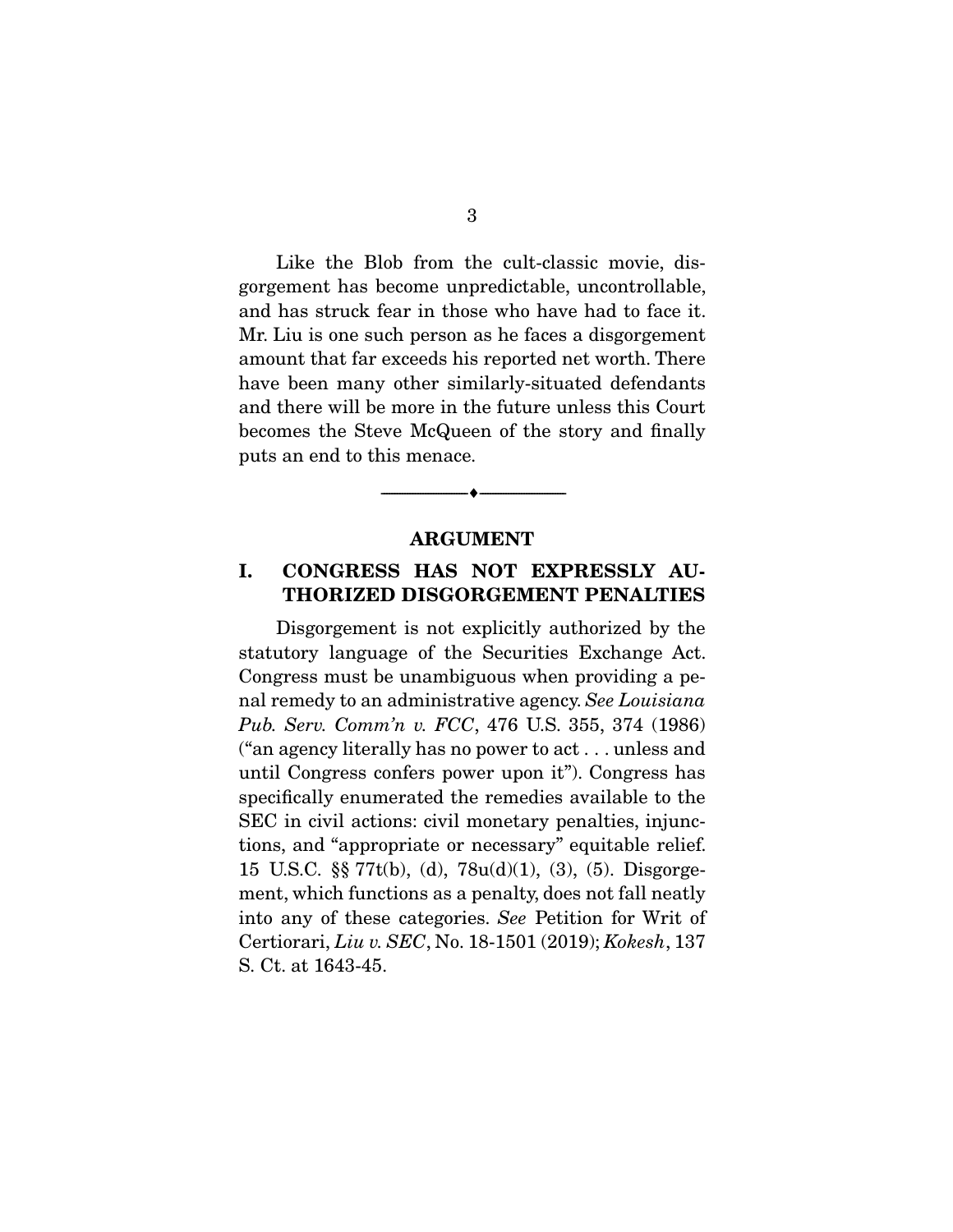Like the Blob from the cult-classic movie, disgorgement has become unpredictable, uncontrollable, and has struck fear in those who have had to face it. Mr. Liu is one such person as he faces a disgorgement amount that far exceeds his reported net worth. There have been many other similarly-situated defendants and there will be more in the future unless this Court becomes the Steve McQueen of the story and finally puts an end to this menace.

---

## ARGUMENT

### I. CONGRESS HAS NOT EXPRESSLY AUTHORIZED DISGORGEMENT PENALTIES

Disgorgement is not explicitly authorized by the statutory language of the Securities Exchange Act. Congress must be unambiguous when providing a penal remedy to an administrative agency. *See Louisiana Pub. Serv. Comm'n v. FCC*, 476 U.S. 355, 374 (1986) ("an agency literally has no power to act . . . unless and until Congress confers power upon it"). Congress has specifically enumerated the remedies available to the SEC in civil actions: civil monetary penalties, injunctions, and "appropriate or necessary" equitable relief. 15 U.S.C. §§ 77t(b), (d), 78u(d)(1), (3), (5). Disgorgement, which functions as a penalty, does not fall neatly into any of these categories. *See* Petition for Writ of Certiorari, *Liu v. SEC*, No. 18-1501 (2019); *Kokesh*, 137 S. Ct. at 1643-45.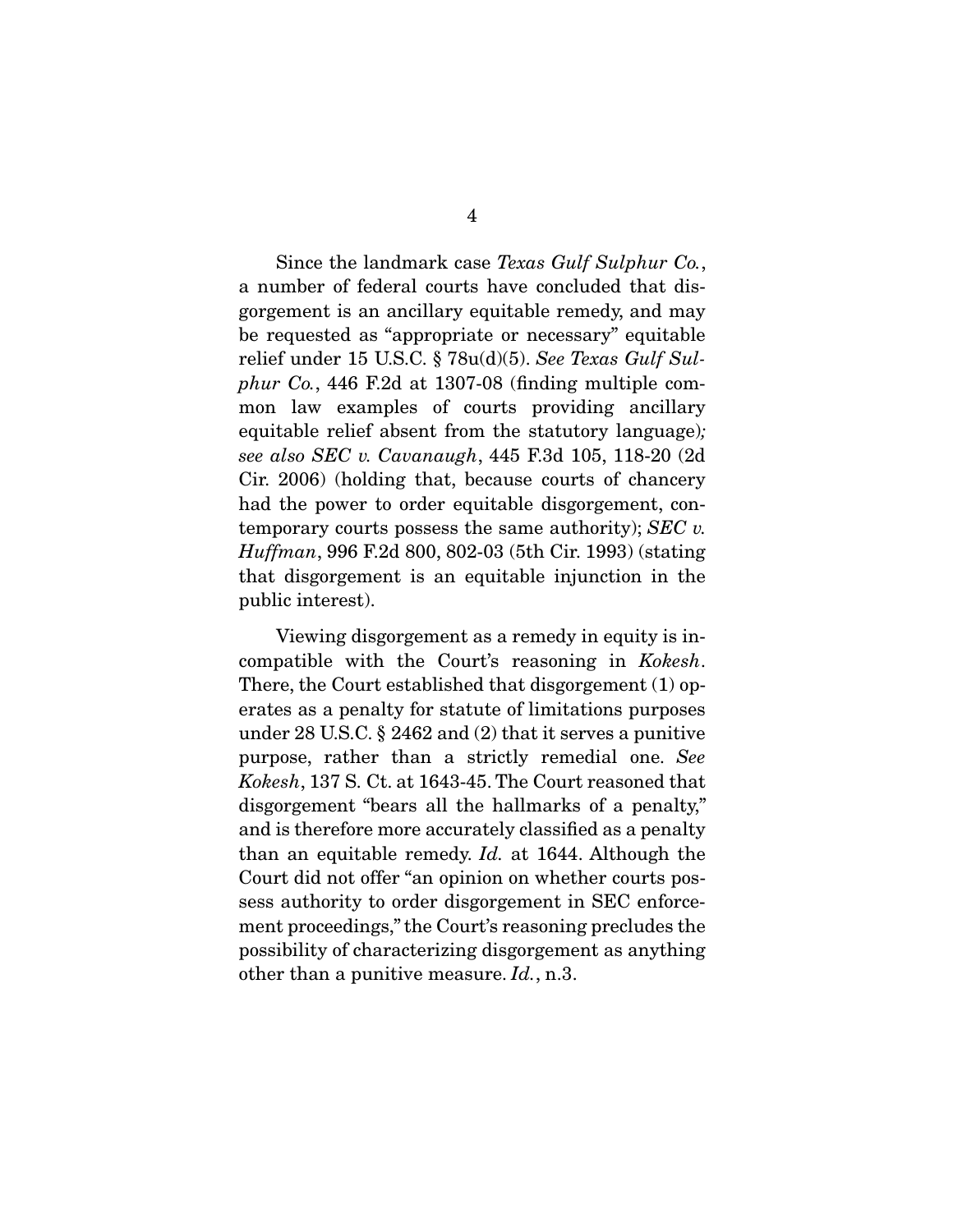Since the landmark case *Texas Gulf Sulphur Co.*, a number of federal courts have concluded that disgorgement is an ancillary equitable remedy, and may be requested as "appropriate or necessary" equitable relief under 15 U.S.C. § 78u(d)(5). *See Texas Gulf Sulphur Co.*, 446 F.2d at 1307-08 (finding multiple common law examples of courts providing ancillary equitable relief absent from the statutory language)*; see also SEC v. Cavanaugh*, 445 F.3d 105, 118-20 (2d Cir. 2006) (holding that, because courts of chancery had the power to order equitable disgorgement, contemporary courts possess the same authority); *SEC v. Huffman*, 996 F.2d 800, 802-03 (5th Cir. 1993) (stating that disgorgement is an equitable injunction in the public interest).

Viewing disgorgement as a remedy in equity is incompatible with the Court's reasoning in *Kokesh*. There, the Court established that disgorgement (1) operates as a penalty for statute of limitations purposes under 28 U.S.C. § 2462 and (2) that it serves a punitive purpose, rather than a strictly remedial one. *See Kokesh*, 137 S. Ct. at 1643-45. The Court reasoned that disgorgement "bears all the hallmarks of a penalty," and is therefore more accurately classified as a penalty than an equitable remedy. *Id.* at 1644. Although the Court did not offer "an opinion on whether courts possess authority to order disgorgement in SEC enforcement proceedings," the Court's reasoning precludes the possibility of characterizing disgorgement as anything other than a punitive measure. *Id.*, n.3.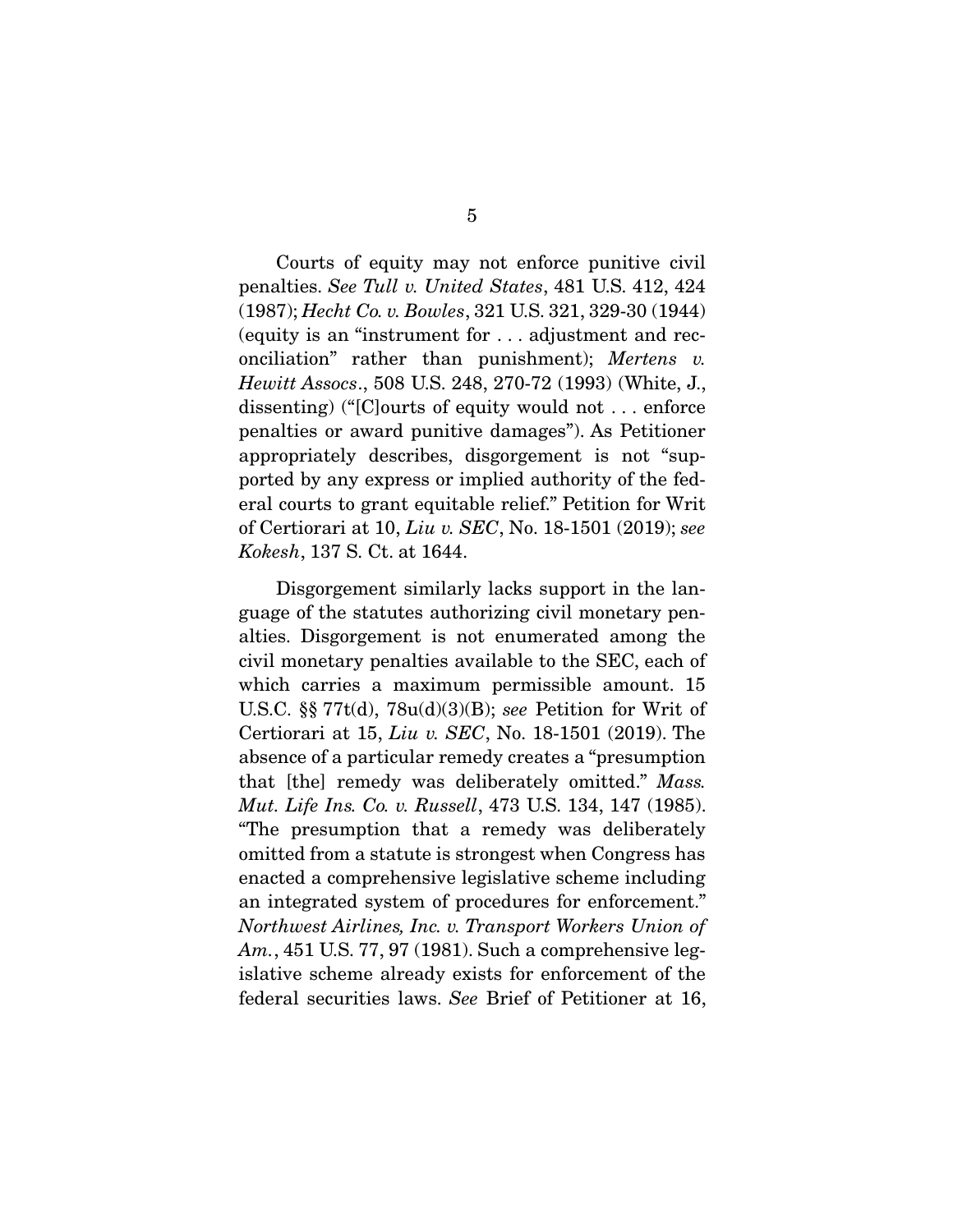Courts of equity may not enforce punitive civil penalties. *See Tull v. United States*, 481 U.S. 412, 424 (1987); *Hecht Co. v. Bowles*, 321 U.S. 321, 329-30 (1944) (equity is an "instrument for . . . adjustment and reconciliation" rather than punishment); *Mertens v. Hewitt Assocs.*, 508 U.S. 248, 270-72 (1993) (White, J., dissenting) ("[C]ourts of equity would not . . . enforce penalties or award punitive damages"). As Petitioner appropriately describes, disgorgement is not "supported by any express or implied authority of the federal courts to grant equitable relief." Petition for Writ of Certiorari at 10, *Liu v. SEC*, No. 18-1501 (2019); *see Kokesh*, 137 S. Ct. at 1644.

Disgorgement similarly lacks support in the language of the statutes authorizing civil monetary penalties. Disgorgement is not enumerated among the civil monetary penalties available to the SEC, each of which carries a maximum permissible amount. 15 U.S.C. §§ 77t(d), 78u(d)(3)(B); *see* Petition for Writ of Certiorari at 15, *Liu v. SEC*, No. 18-1501 (2019). The absence of a particular remedy creates a "presumption that [the] remedy was deliberately omitted." *Mass. Mut. Life Ins. Co. v. Russell*, 473 U.S. 134, 147 (1985). "The presumption that a remedy was deliberately omitted from a statute is strongest when Congress has enacted a comprehensive legislative scheme including an integrated system of procedures for enforcement." *Northwest Airlines, Inc. v. Transport Workers Union of Am.*, 451 U.S. 77, 97 (1981). Such a comprehensive legislative scheme already exists for enforcement of the federal securities laws. *See* Brief of Petitioner at 16,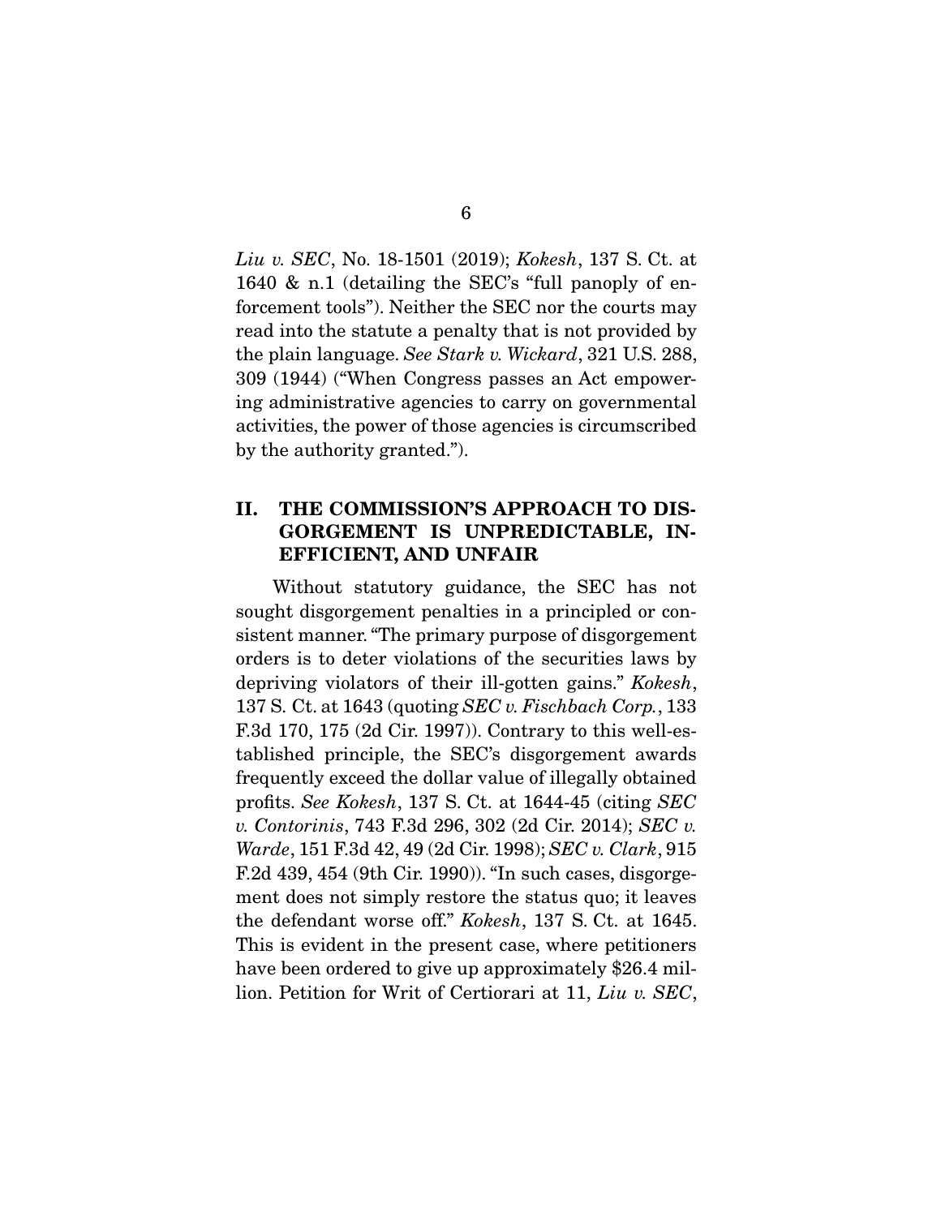*Liu v. SEC*, No. 18-1501 (2019); *Kokesh*, 137 S. Ct. at 1640 & n.1 (detailing the SEC's "full panoply of enforcement tools"). Neither the SEC nor the courts may read into the statute a penalty that is not provided by the plain language. *See Stark v. Wickard*, 321 U.S. 288, 309 (1944) ("When Congress passes an Act empowering administrative agencies to carry on governmental activities, the power of those agencies is circumscribed by the authority granted.").

## II. THE COMMISSION'S APPROACH TO DISGORGEMENT IS UNPREDICTABLE, INEFFICIENT, AND UNFAIR

Without statutory guidance, the SEC has not sought disgorgement penalties in a principled or consistent manner. "The primary purpose of disgorgement orders is to deter violations of the securities laws by depriving violators of their ill-gotten gains." *Kokesh*, 137 S. Ct. at 1643 (quoting *SEC v. Fischbach Corp.*, 133 F.3d 170, 175 (2d Cir. 1997)). Contrary to this well-established principle, the SEC's disgorgement awards frequently exceed the dollar value of illegally obtained profits. *See Kokesh*, 137 S. Ct. at 1644-45 (citing *SEC v. Contorinis*, 743 F.3d 296, 302 (2d Cir. 2014); *SEC v. Warde*, 151 F.3d 42, 49 (2d Cir. 1998); *SEC v. Clark*, 915 F.2d 439, 454 (9th Cir. 1990)). "In such cases, disgorgement does not simply restore the status quo; it leaves the defendant worse off." *Kokesh*, 137 S. Ct. at 1645. This is evident in the present case, where petitioners have been ordered to give up approximately $26.4 million. Petition for Writ of Certiorari at 11, *Liu v. SEC*,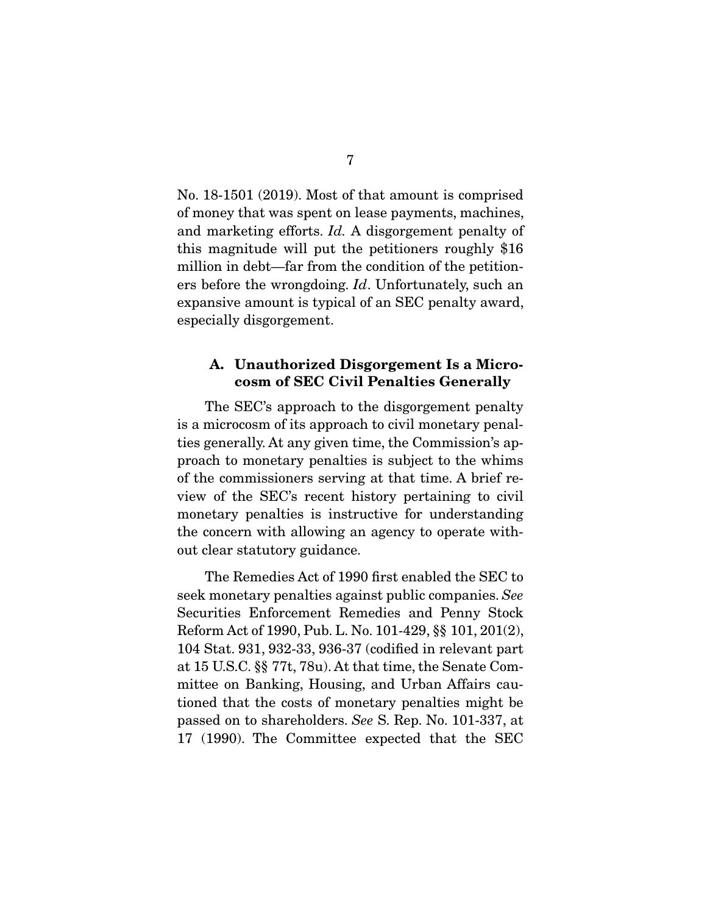No. 18-1501 (2019). Most of that amount is comprised of money that was spent on lease payments, machines, and marketing efforts. *Id.* A disgorgement penalty of this magnitude will put the petitioners roughly $16 million in debt—far from the condition of the petitioners before the wrongdoing. *Id*. Unfortunately, such an expansive amount is typical of an SEC penalty award, especially disgorgement.

### A. Unauthorized Disgorgement Is a Microcosm of SEC Civil Penalties Generally

The SEC's approach to the disgorgement penalty is a microcosm of its approach to civil monetary penalties generally. At any given time, the Commission's approach to monetary penalties is subject to the whims of the commissioners serving at that time. A brief review of the SEC's recent history pertaining to civil monetary penalties is instructive for understanding the concern with allowing an agency to operate without clear statutory guidance.

The Remedies Act of 1990 first enabled the SEC to seek monetary penalties against public companies. *See* Securities Enforcement Remedies and Penny Stock Reform Act of 1990, Pub. L. No. 101-429, §§ 101, 201(2), 104 Stat. 931, 932-33, 936-37 (codified in relevant part at 15 U.S.C. §§ 77t, 78u). At that time, the Senate Committee on Banking, Housing, and Urban Affairs cautioned that the costs of monetary penalties might be passed on to shareholders. *See* S. Rep. No. 101-337, at 17 (1990). The Committee expected that the SEC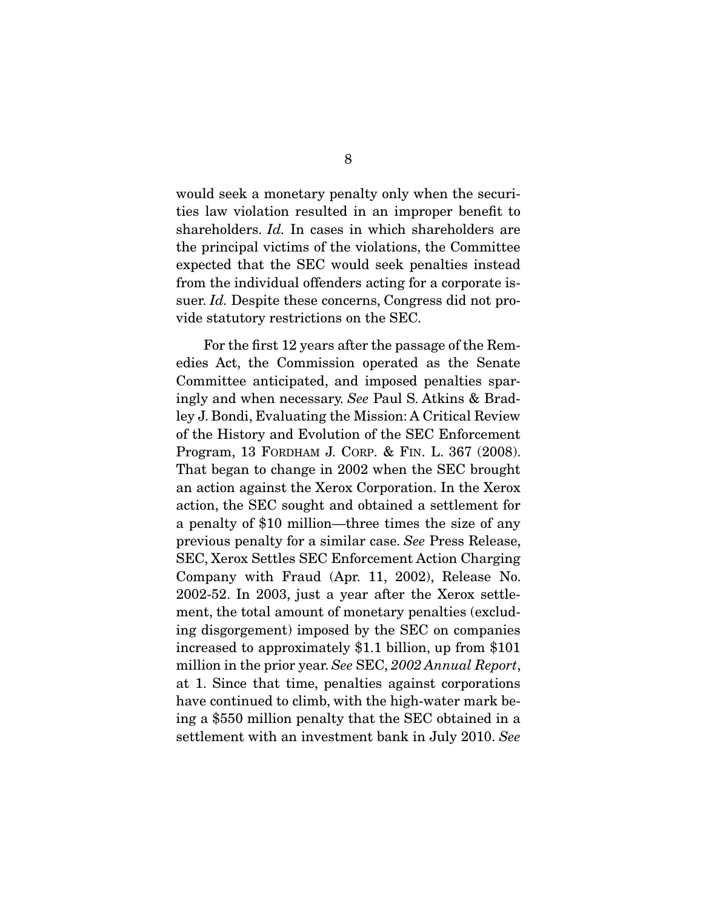would seek a monetary penalty only when the securities law violation resulted in an improper benefit to shareholders. *Id.* In cases in which shareholders are the principal victims of the violations, the Committee expected that the SEC would seek penalties instead from the individual offenders acting for a corporate issuer. *Id.* Despite these concerns, Congress did not provide statutory restrictions on the SEC.

For the first 12 years after the passage of the Remedies Act, the Commission operated as the Senate Committee anticipated, and imposed penalties sparingly and when necessary. *See* Paul S. Atkins & Bradley J. Bondi, Evaluating the Mission: A Critical Review of the History and Evolution of the SEC Enforcement Program, 13 FORDHAM J. CORP. & FIN. L. 367 (2008). That began to change in 2002 when the SEC brought an action against the Xerox Corporation. In the Xerox action, the SEC sought and obtained a settlement for a penalty of $10 million—three times the size of any previous penalty for a similar case. *See* Press Release, SEC, Xerox Settles SEC Enforcement Action Charging Company with Fraud (Apr. 11, 2002), Release No. 2002-52. In 2003, just a year after the Xerox settlement, the total amount of monetary penalties (excluding disgorgement) imposed by the SEC on companies increased to approximately $1.1 billion, up from $101 million in the prior year. *See* SEC, *2002 Annual Report*, at 1. Since that time, penalties against corporations have continued to climb, with the high-water mark being a $550 million penalty that the SEC obtained in a settlement with an investment bank in July 2010. *See*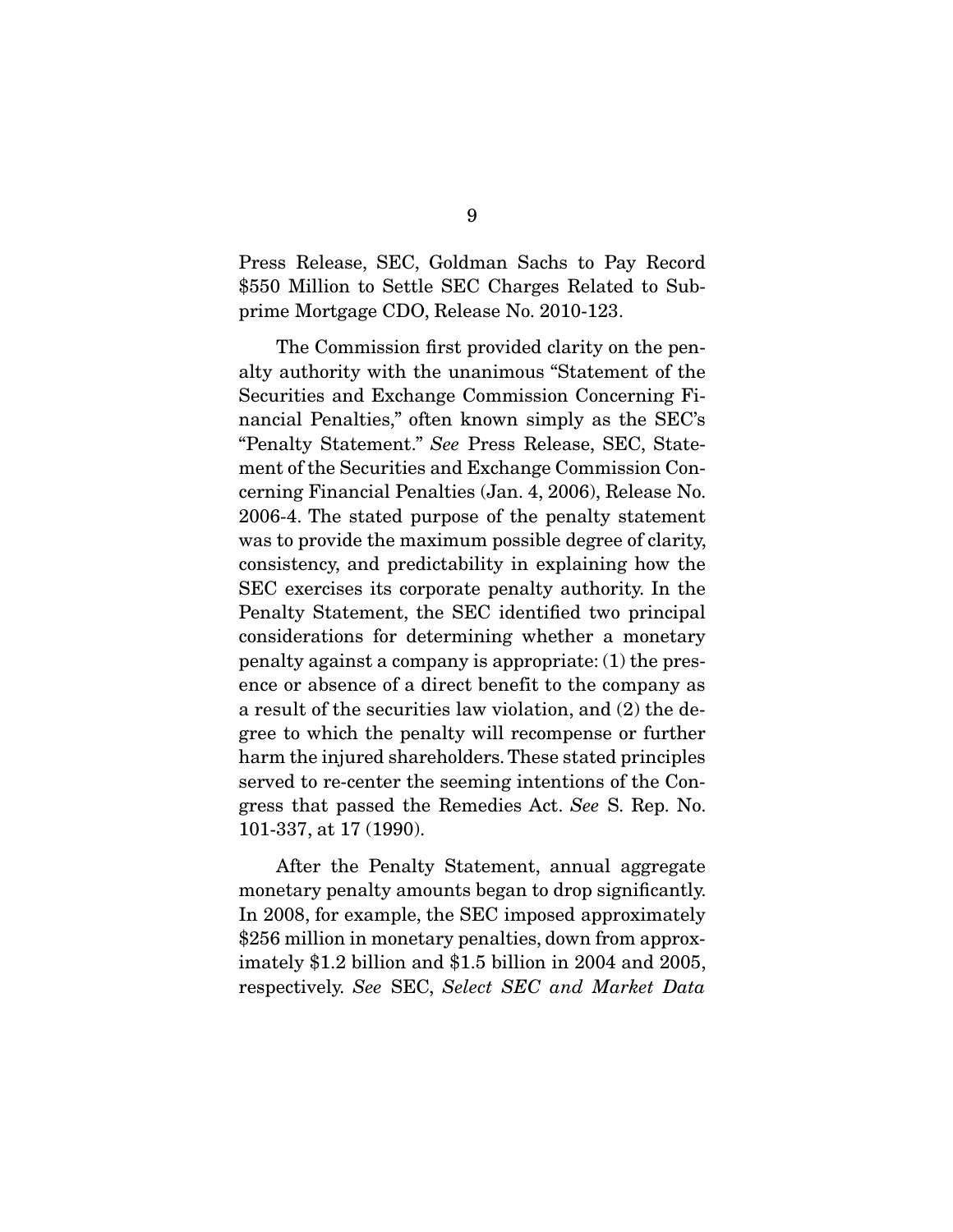Press Release, SEC, Goldman Sachs to Pay Record $550 Million to Settle SEC Charges Related to Subprime Mortgage CDO, Release No. 2010-123.

The Commission first provided clarity on the penalty authority with the unanimous "Statement of the Securities and Exchange Commission Concerning Financial Penalties," often known simply as the SEC's "Penalty Statement." *See* Press Release, SEC, Statement of the Securities and Exchange Commission Concerning Financial Penalties (Jan. 4, 2006), Release No. 2006-4. The stated purpose of the penalty statement was to provide the maximum possible degree of clarity, consistency, and predictability in explaining how the SEC exercises its corporate penalty authority. In the Penalty Statement, the SEC identified two principal considerations for determining whether a monetary penalty against a company is appropriate: (1) the presence or absence of a direct benefit to the company as a result of the securities law violation, and (2) the degree to which the penalty will recompense or further harm the injured shareholders. These stated principles served to re-center the seeming intentions of the Congress that passed the Remedies Act. *See* S. Rep. No. 101-337, at 17 (1990).

After the Penalty Statement, annual aggregate monetary penalty amounts began to drop significantly. In 2008, for example, the SEC imposed approximately $256 million in monetary penalties, down from approximately $1.2 billion and $1.5 billion in 2004 and 2005, respectively. *See* SEC, *Select SEC and Market Data*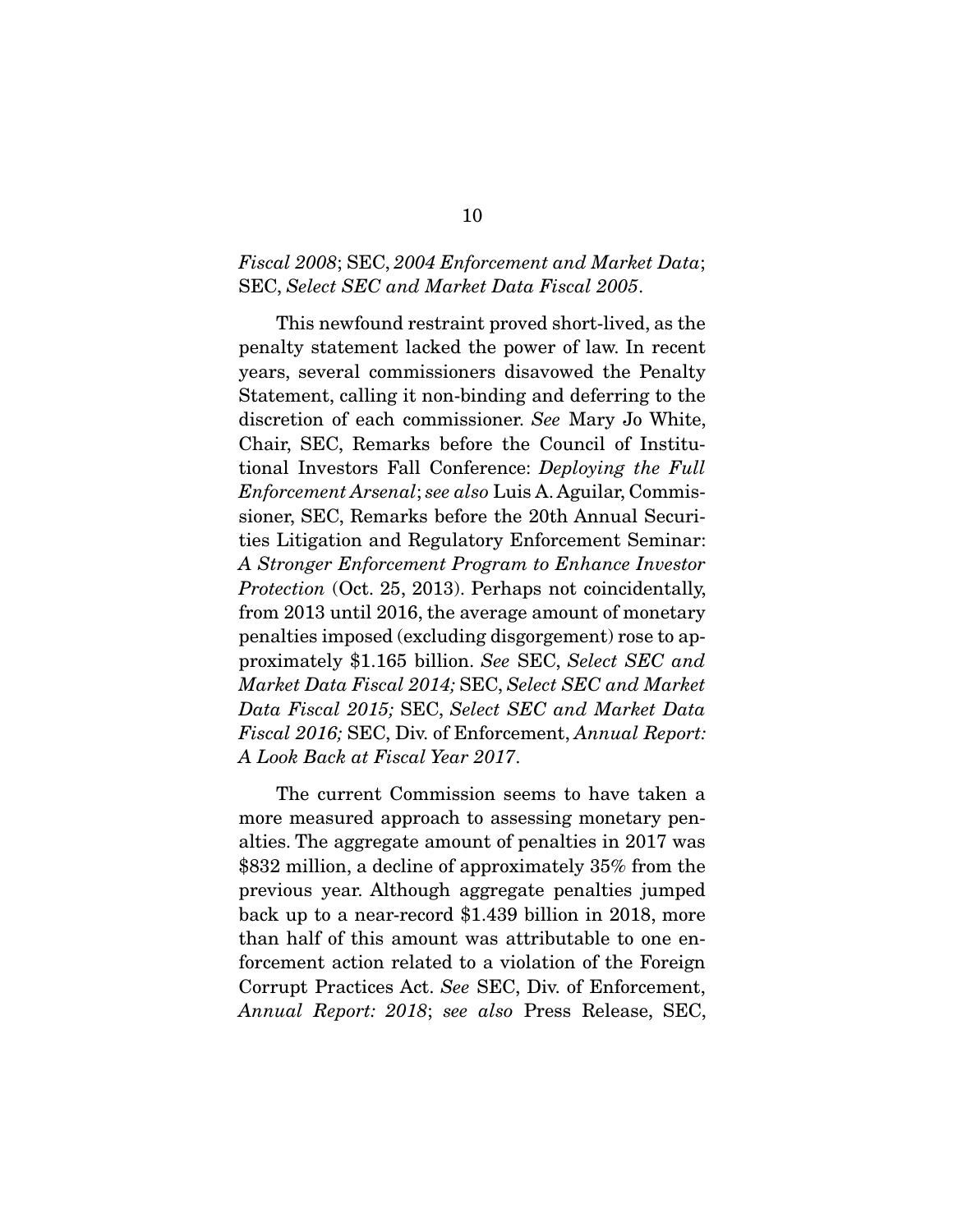*Fiscal 2008*; SEC, *2004 Enforcement and Market Data*; SEC, *Select SEC and Market Data Fiscal 2005*.

This newfound restraint proved short-lived, as the penalty statement lacked the power of law. In recent years, several commissioners disavowed the Penalty Statement, calling it non-binding and deferring to the discretion of each commissioner. *See* Mary Jo White, Chair, SEC, Remarks before the Council of Institutional Investors Fall Conference: *Deploying the Full Enforcement Arsenal*; *see also* Luis A. Aguilar, Commissioner, SEC, Remarks before the 20th Annual Securities Litigation and Regulatory Enforcement Seminar: *A Stronger Enforcement Program to Enhance Investor Protection* (Oct. 25, 2013). Perhaps not coincidentally, from 2013 until 2016, the average amount of monetary penalties imposed (excluding disgorgement) rose to approximately $1.165 billion. *See* SEC, *Select SEC and Market Data Fiscal 2014;* SEC, *Select SEC and Market Data Fiscal 2015;* SEC, *Select SEC and Market Data Fiscal 2016;* SEC, Div. of Enforcement, *Annual Report: A Look Back at Fiscal Year 2017*.

The current Commission seems to have taken a more measured approach to assessing monetary penalties. The aggregate amount of penalties in 2017 was $832 million, a decline of approximately 35% from the previous year. Although aggregate penalties jumped back up to a near-record $1.439 billion in 2018, more than half of this amount was attributable to one enforcement action related to a violation of the Foreign Corrupt Practices Act. *See* SEC, Div. of Enforcement, *Annual Report: 2018*; *see also* Press Release, SEC,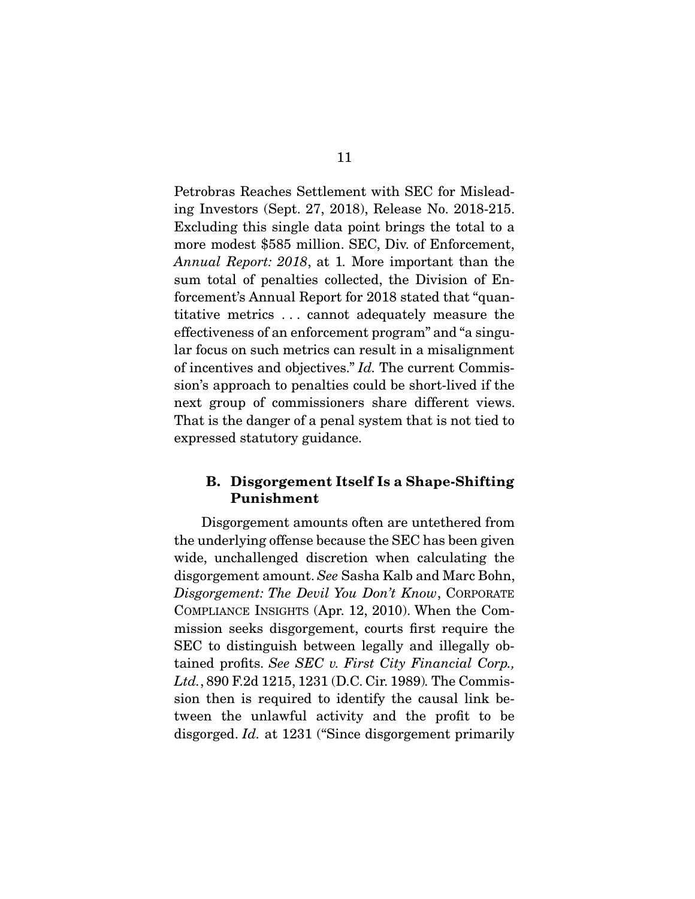Petrobras Reaches Settlement with SEC for Misleading Investors (Sept. 27, 2018), Release No. 2018-215. Excluding this single data point brings the total to a more modest $585 million. SEC, Div. of Enforcement, *Annual Report: 2018*, at 1. More important than the sum total of penalties collected, the Division of Enforcement's Annual Report for 2018 stated that "quantitative metrics . . . cannot adequately measure the effectiveness of an enforcement program" and "a singular focus on such metrics can result in a misalignment of incentives and objectives." *Id.* The current Commission's approach to penalties could be short-lived if the next group of commissioners share different views. That is the danger of a penal system that is not tied to expressed statutory guidance.

### B. Disgorgement Itself Is a Shape-Shifting Punishment

Disgorgement amounts often are untethered from the underlying offense because the SEC has been given wide, unchallenged discretion when calculating the disgorgement amount. *See* Sasha Kalb and Marc Bohn, *Disgorgement: The Devil You Don't Know*, CORPORATE COMPLIANCE INSIGHTS (Apr. 12, 2010). When the Commission seeks disgorgement, courts first require the SEC to distinguish between legally and illegally obtained profits. *See SEC v. First City Financial Corp., Ltd.*, 890 F.2d 1215, 1231 (D.C. Cir. 1989). The Commission then is required to identify the causal link between the unlawful activity and the profit to be disgorged. *Id.* at 1231 ("Since disgorgement primarily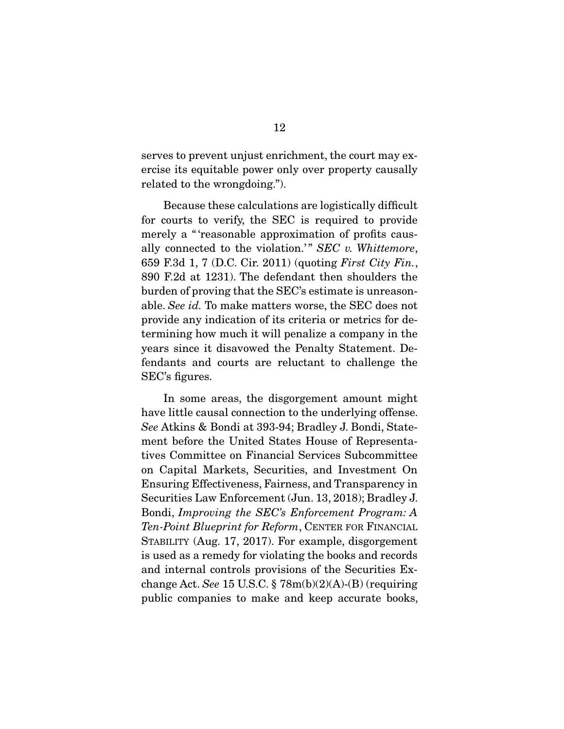serves to prevent unjust enrichment, the court may exercise its equitable power only over property causally related to the wrongdoing.").

Because these calculations are logistically difficult for courts to verify, the SEC is required to provide merely a "'reasonable approximation of profits causally connected to the violation.'" *SEC v. Whittemore*, 659 F.3d 1, 7 (D.C. Cir. 2011) (quoting *First City Fin.*, 890 F.2d at 1231). The defendant then shoulders the burden of proving that the SEC's estimate is unreasonable. *See id.* To make matters worse, the SEC does not provide any indication of its criteria or metrics for determining how much it will penalize a company in the years since it disavowed the Penalty Statement. Defendants and courts are reluctant to challenge the SEC's figures.

In some areas, the disgorgement amount might have little causal connection to the underlying offense. *See* Atkins & Bondi at 393-94; Bradley J. Bondi, Statement before the United States House of Representatives Committee on Financial Services Subcommittee on Capital Markets, Securities, and Investment On Ensuring Effectiveness, Fairness, and Transparency in Securities Law Enforcement (Jun. 13, 2018); Bradley J. Bondi, *Improving the SEC's Enforcement Program: A Ten-Point Blueprint for Reform*, CENTER FOR FINANCIAL STABILITY (Aug. 17, 2017). For example, disgorgement is used as a remedy for violating the books and records and internal controls provisions of the Securities Exchange Act. *See* 15 U.S.C. § 78m(b)(2)(A)-(B) (requiring public companies to make and keep accurate books,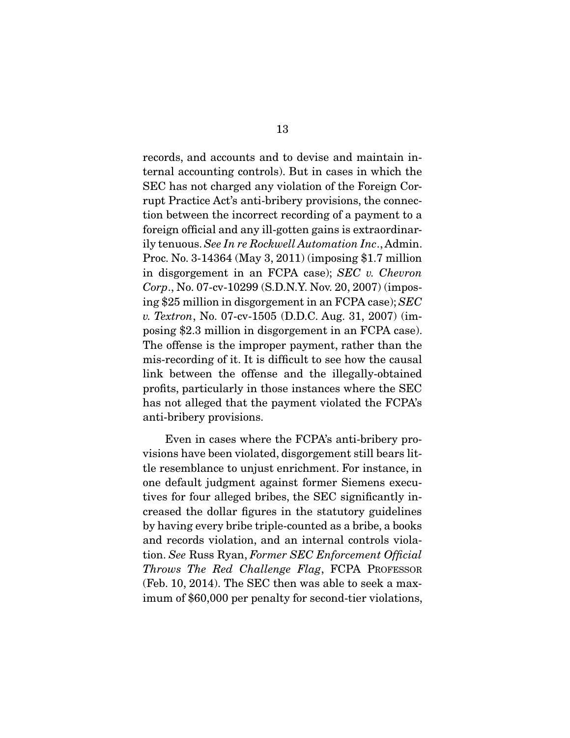records, and accounts and to devise and maintain internal accounting controls). But in cases in which the SEC has not charged any violation of the Foreign Corrupt Practice Act's anti-bribery provisions, the connection between the incorrect recording of a payment to a foreign official and any ill-gotten gains is extraordinarily tenuous. *See In re Rockwell Automation Inc*., Admin. Proc. No. 3-14364 (May 3, 2011) (imposing $1.7 million in disgorgement in an FCPA case); *SEC v. Chevron Corp*., No. 07-cv-10299 (S.D.N.Y. Nov. 20, 2007) (imposing $25 million in disgorgement in an FCPA case); *SEC v. Textron*, No. 07-cv-1505 (D.D.C. Aug. 31, 2007) (imposing $2.3 million in disgorgement in an FCPA case). The offense is the improper payment, rather than the mis-recording of it. It is difficult to see how the causal link between the offense and the illegally-obtained profits, particularly in those instances where the SEC has not alleged that the payment violated the FCPA's anti-bribery provisions.

Even in cases where the FCPA's anti-bribery provisions have been violated, disgorgement still bears little resemblance to unjust enrichment. For instance, in one default judgment against former Siemens executives for four alleged bribes, the SEC significantly increased the dollar figures in the statutory guidelines by having every bribe triple-counted as a bribe, a books and records violation, and an internal controls violation. *See* Russ Ryan, *Former SEC Enforcement Official Throws The Red Challenge Flag*, FCPA PROFESSOR (Feb. 10, 2014). The SEC then was able to seek a maximum of $60,000 per penalty for second-tier violations,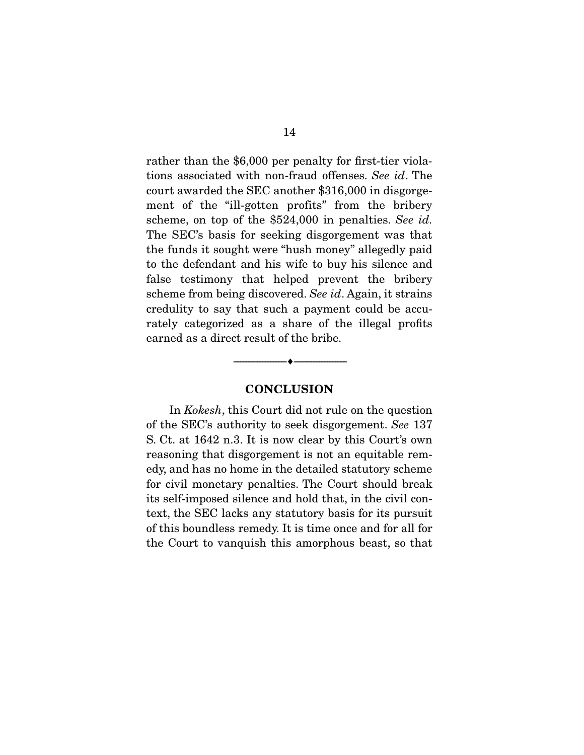rather than the $6,000 per penalty for first-tier violations associated with non-fraud offenses. *See id*. The court awarded the SEC another $316,000 in disgorgement of the "ill-gotten profits" from the bribery scheme, on top of the $524,000 in penalties. *See id.* The SEC's basis for seeking disgorgement was that the funds it sought were "hush money" allegedly paid to the defendant and his wife to buy his silence and false testimony that helped prevent the bribery scheme from being discovered. *See id*. Again, it strains credulity to say that such a payment could be accurately categorized as a share of the illegal profits earned as a direct result of the bribe.

---

## CONCLUSION

In *Kokesh*, this Court did not rule on the question of the SEC's authority to seek disgorgement. *See* 137 S. Ct. at 1642 n.3. It is now clear by this Court's own reasoning that disgorgement is not an equitable remedy, and has no home in the detailed statutory scheme for civil monetary penalties. The Court should break its self-imposed silence and hold that, in the civil context, the SEC lacks any statutory basis for its pursuit of this boundless remedy. It is time once and for all for the Court to vanquish this amorphous beast, so that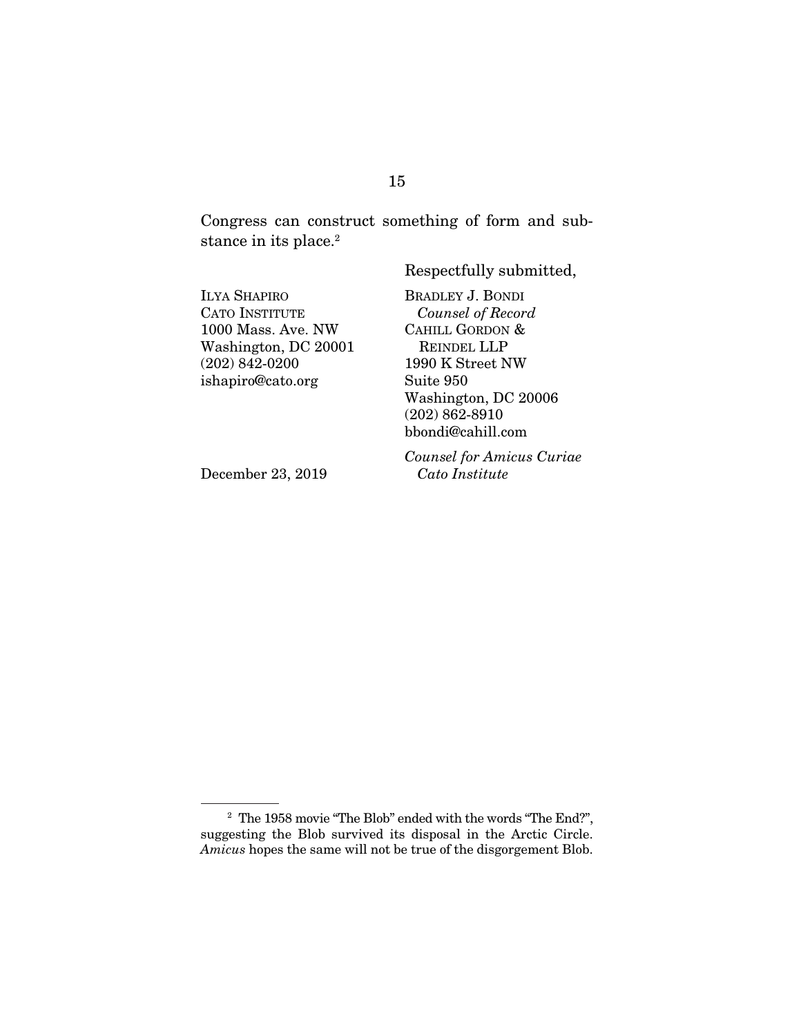Congress can construct something of form and substance in its place.[2]

Respectfully submitted,

ILYA SHAPIRO
CATO INSTITUTE
1000 Mass. Ave. NW
Washington, DC 20001
(202) 842-0200
ishapiro@cato.org

BRADLEY J. BONDI
*Counsel of Record*
CAHILL GORDON & REINDEL LLP
1990 K Street NW
Suite 950
Washington, DC 20006
(202) 862-8910
bbondi@cahill.com

*Counsel for Amicus Curiae Cato Institute*

December 23, 2019

---

[2] The 1958 movie "The Blob" ended with the words "The End?", suggesting the Blob survived its disposal in the Arctic Circle. *Amicus* hopes the same will not be true of the disgorgement Blob.